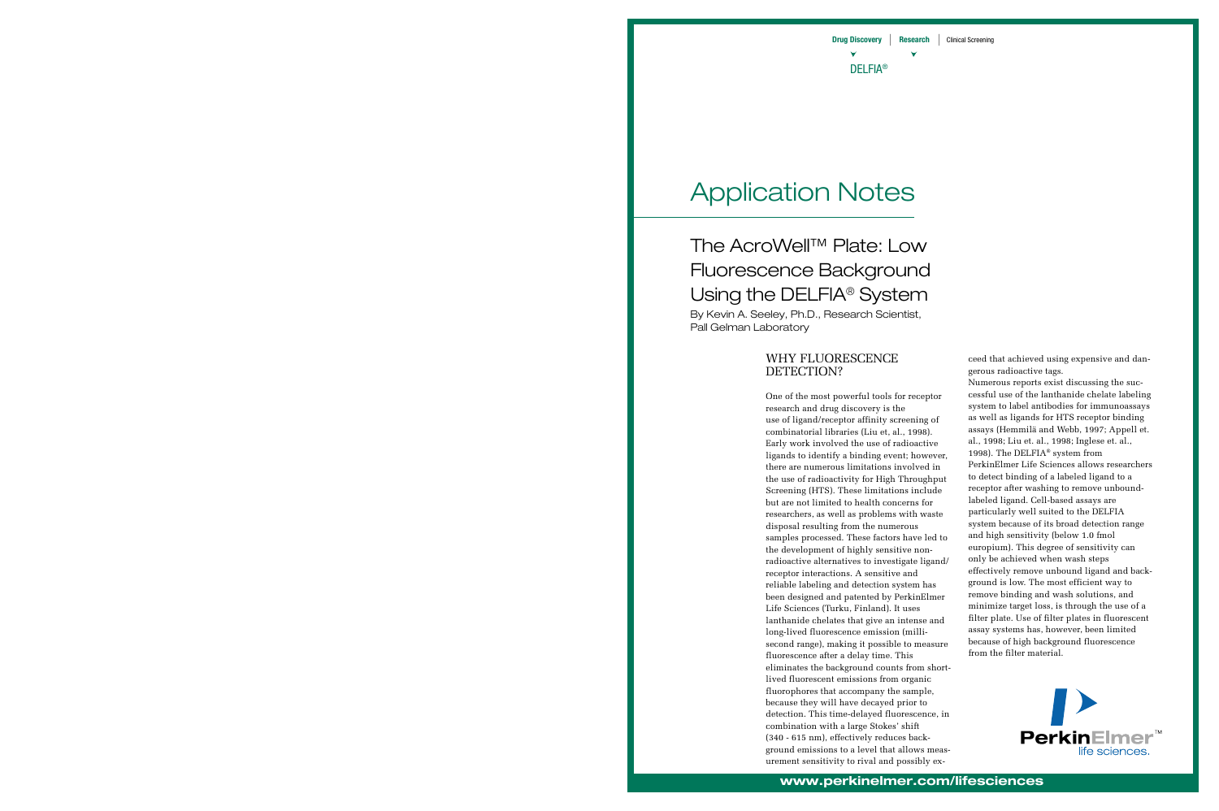Drug Discovery | Research | Clinical Screening

DELFIA®

# Application Notes

## The AcroWell™ Plate: Low Fluorescence Background Using the DELFIA® System

By Kevin A. Seeley, Ph.D., Research Scientist, Pall Gelman Laboratory

### WHY FLUORESCENCE DETECTION?

One of the most powerful tools for receptor research and drug discovery is the use of ligand/receptor affinity screening of combinatorial libraries (Liu et, al., 1998). Early work involved the use of radioactive ligands to identify a binding event; however, there are numerous limitations involved in the use of radioactivity for High Throughput Screening (HTS). These limitations include but are not limited to health concerns for researchers, as well as problems with waste disposal resulting from the numerous samples processed. These factors have led to the development of highly sensitive non-radioactive alternatives to investigate ligand/receptor interactions. A sensitive and reliable labeling and detection system has been designed and patented by PerkinElmer Life Sciences (Turku, Finland). It uses lanthanide chelates that give an intense and long-lived fluorescence emission (milli-second range), making it possible to measure fluorescence after a delay time. This eliminates the background counts from short-lived fluorescent emissions from organic fluorophores that accompany the sample, because they will have decayed prior to detection. This time-delayed fluorescence, in combination with a large Stokes' shift (340 - 615 nm), effectively reduces background emissions to a level that allows measurement sensitivity to rival and possibly exceed that achieved using expensive and dangerous radioactive tags.

Numerous reports exist discussing the successful use of the lanthanide chelate labeling system to label antibodies for immunoassays as well as ligands for HTS receptor binding assays (Hemmilä and Webb, 1997; Appell et. al., 1998; Liu et. al., 1998; Inglese et. al., 1998). The DELFIA® system from PerkinElmer Life Sciences allows researchers to detect binding of a labeled ligand to a receptor after washing to remove unbound-labeled ligand. Cell-based assays are particularly well suited to the DELFIA system because of its broad detection range and high sensitivity (below 1.0 fmol europium). This degree of sensitivity can only be achieved when wash steps effectively remove unbound ligand and background is low. The most efficient way to remove binding and wash solutions, and minimize target loss, is through the use of a filter plate. Use of filter plates in fluorescent assay systems has, however, been limited because of high background fluorescence from the filter material.

PerkinElmer™ life sciences.

www.perkinelmer.com/lifesciences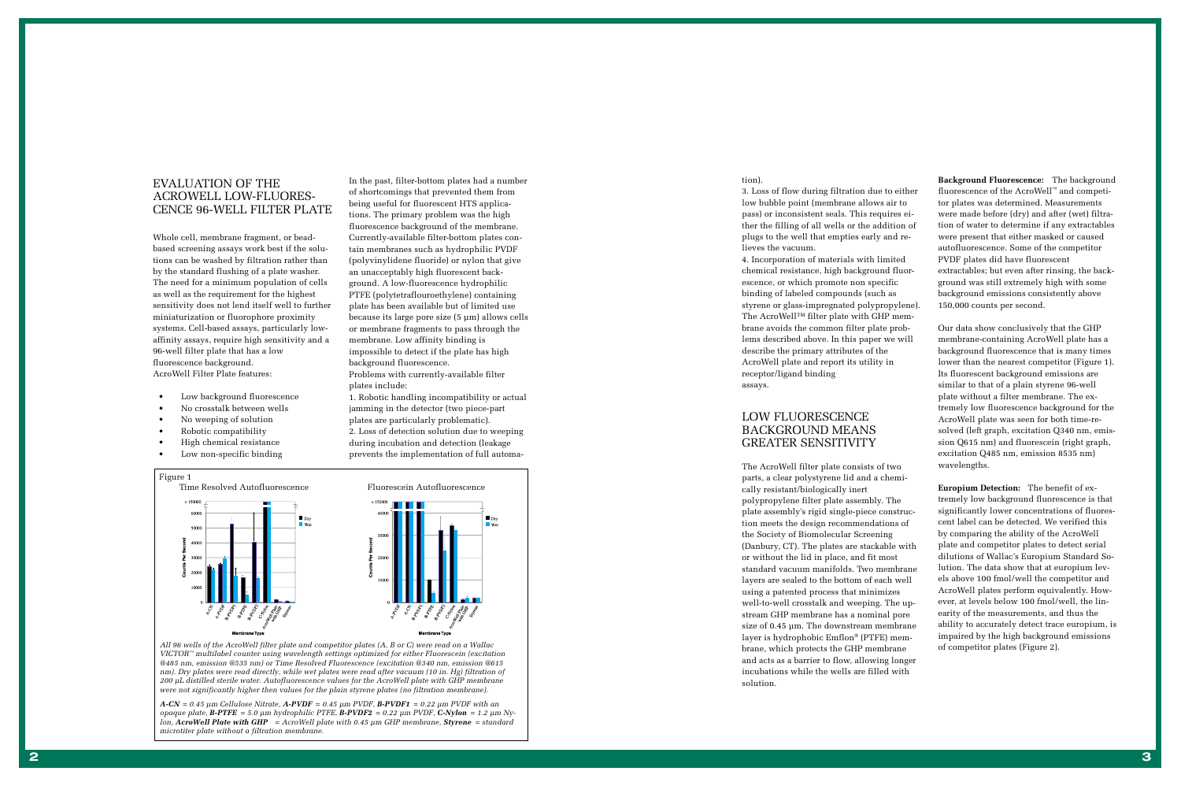# EVALUATION OF THE ACROWELL LOW-FLUORESCENCE 96-WELL FILTER PLATE

Whole cell, membrane fragment, or bead-based screening assays work best if the solutions can be washed by filtration rather than by the standard flushing of a plate washer. The need for a minimum population of cells as well as the requirement for the highest sensitivity does not lend itself well to further miniaturization or fluorophore proximity systems. Cell-based assays, particularly low-affinity assays, require high sensitivity and a 96-well filter plate that has a low fluorescence background.

AcroWell Filter Plate features:

- Low background fluorescence
- No crosstalk between wells
- No weeping of solution
- Robotic compatibility
- High chemical resistance
- Low non-specific binding

In the past, filter-bottom plates had a number of shortcomings that prevented them from being useful for fluorescent HTS applications. The primary problem was the high fluorescence background of the membrane. Currently-available filter-bottom plates contain membranes such as hydrophilic PVDF (polyvinylidene fluoride) or nylon that give an unacceptably high fluorescent background. A low-fluorescence hydrophilic PTFE (polytetraflouroethylene) containing plate has been available but of limited use because its large pore size (5 µm) allows cells or membrane fragments to pass through the membrane. Low affinity binding is impossible to detect if the plate has high background fluorescence.

Problems with currently-available filter plates include:

1. Robotic handling incompatibility or actual jamming in the detector (two piece-part plates are particularly problematic).
2. Loss of detection solution due to weeping during incubation and detection (leakage prevents the implementation of full automation).
3. Loss of flow during filtration due to either low bubble point (membrane allows air to pass) or inconsistent seals. This requires either the filling of all wells or the addition of plugs to the well that empties early and relieves the vacuum.
4. Incorporation of materials with limited chemical resistance, high background fluorescence, or which promote non specific binding of labeled compounds (such as styrene or glass-impregnated polypropylene).

The AcroWell™ filter plate with GHP membrane avoids the common filter plate problems described above. In this paper we will describe the primary attributes of the AcroWell plate and report its utility in receptor/ligand binding assays.

Figure 1

All 96 wells of the AcroWell filter plate and competitor plates (A, B or C) were read on a Wallac VICTOR™ multilabel counter using wavelength settings optimized for either Fluorescein (excitation @485 nm, emission @535 nm) or Time Resolved Fluorescence (excitation @340 nm, emission @615 nm). Dry plates were read directly, while wet plates were read after vacuum (10 in. Hg) filtration of 200 µL distilled sterile water. Autofluorescence values for the AcroWell plate with GHP membrane were not significantly higher then values for the plain styrene plates (no filtration membrane).

***A-CN** = 0.45 µm Cellulose Nitrate, **A-PVDF** = 0.45 µm PVDF, **B-PVDF1** = 0.22 µm PVDF with an opaque plate, **B-PTFE** = 5.0 µm hydrophilic PTFE, **B-PVDF2** = 0.22 µm PVDF, **C-Nylon** = 1.2 µm Nylon, **AcroWell Plate with GHP** = AcroWell plate with 0.45 µm GHP membrane, **Styrene** = standard microtiter plate without a filtration membrane.*

## LOW FLUORESCENCE BACKGROUND MEANS GREATER SENSITIVITY

The AcroWell filter plate consists of two parts, a clear polystyrene lid and a chemically resistant/biologically inert polypropylene filter plate assembly. The plate assembly's rigid single-piece construction meets the design recommendations of the Society of Biomolecular Screening (Danbury, CT). The plates are stackable with or without the lid in place, and fit most standard vacuum manifolds. Two membrane layers are sealed to the bottom of each well using a patented process that minimizes well-to-well crosstalk and weeping. The upstream GHP membrane has a nominal pore size of 0.45 µm. The downstream membrane layer is hydrophobic Emflon® (PTFE) membrane, which protects the GHP membrane and acts as a barrier to flow, allowing longer incubations while the wells are filled with solution.

**Background Fluorescence:** The background fluorescence of the AcroWell™ and competitor plates was determined. Measurements were made before (dry) and after (wet) filtration of water to determine if any extractables were present that either masked or caused autofluorescence. Some of the competitor PVDF plates did have fluorescent extractables; but even after rinsing, the background was still extremely high with some background emissions consistently above 150,000 counts per second.

Our data show conclusively that the GHP membrane-containing AcroWell plate has a background fluorescence that is many times lower than the nearest competitor (Figure 1). Its fluorescent background emissions are similar to that of a plain styrene 96-well plate without a filter membrane. The extremely low fluorescence background for the AcroWell plate was seen for both time-resolved (left graph, excitation Q340 nm, emission Q615 nm) and fluorescein (right graph, excitation Q485 nm, emission 8535 nm) wavelengths.

**Europium Detection:** The benefit of extremely low background fluorescence is that significantly lower concentrations of fluorescent label can be detected. We verified this by comparing the ability of the AcroWell plate and competitor plates to detect serial dilutions of Wallac's Europium Standard Solution. The data show that at europium levels above 100 fmol/well the competitor and AcroWell plates perform equivalently. However, at levels below 100 fmol/well, the linearity of the measurements, and thus the ability to accurately detect trace europium, is impaired by the high background emissions of competitor plates (Figure 2).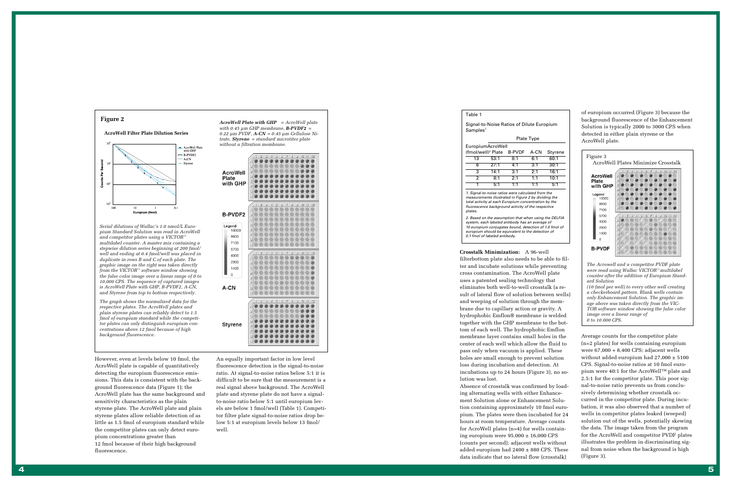## Figure 2

**AcroWell Filter Plate Dilution Series**

*AcroWell Plate with GHP = AcroWell plate with 0.45 µm GHP membrane, B-PVDF2 = 0.22 µm PVDF, A-CN = 0.45 µm Cellulose Nitrate, Styrene = standard microtiter plate without a filtration membrane.*

*Serial dilutions of Wallac's 1.0 nmol/L Europium Standard Solution was read in AcroWell and competitor plates using a VICTOR™ multilabel counter. A master mix containing a stepwise dilution series beginning at 200 fmol/well and ending at 0.4 fmol/well was placed in duplicate in rows B and C of each plate. The graphic image on the right was taken directly from the VICTOR™ software window showing the false color image over a linear range of 0 to 10,000 CPS. The sequence of captured images is AcroWell Plate with GHP, B-PVDF2, A-CN, and Styrene from top to bottom respectively.*

*The graph shows the normalized data for the respective plates. The AcroWell plates and plain styrene plates can reliably detect to 1.5 fmol of europium standard while the competitor plates can only distinguish europium concentrations above 12 fmol because of high background fluorescence.*

However, even at levels below 10 fmol, the AcroWell plate is capable of quantitatively detecting the europium fluorescence emissions. This data is consistent with the background fluorescence data (Figure 1); the AcroWell plate has the same background and sensitivity characteristics as the plain styrene plate. The AcroWell plate and plain styrene plates allow reliable detection of as little as 1.5 fmol of europium standard while the competitor plates can only detect europium concentrations greater than 12 fmol because of their high background fluorescence.

An equally important factor in low level fluorescence detection is the signal-to-noise ratio. At signal-to-noise ratios below 5:1 it is difficult to be sure that the measurement is a real signal above background. The AcroWell plate and styrene plate do not have a signal-to-noise ratio below 5:1 until europium levels are below 1 fmol/well (Table 1). Competitor filter plate signal-to-noise ratios drop below 5:1 at europium levels below 13 fmol/well.

Table 1

Signal-to-Noise Ratios of Dilute Europium Samples[1]

| Europium (fmol/well)[2] | AcroWell Plate | B-PVDF | A-CN | Styrene |
|---|---|---|---|---|
| 13 | 53:1 | 8:1 | 6:1 | 60:1 |
| 6 | 27:1 | 4:1 | 3:1 | 30:1 |
| 3 | 14:1 | 3:1 | 2:1 | 16:1 |
| 2 | 8:1 | 2:1 | 1:1 | 10:1 |
| 1 | 5:1 | 1:1 | 1:1 | 5:1 |

*1. Signal-to-noise ratios were calculated from the measurements illustrated in Figure 2 by dividing the total activity at each Europium concentration by the fluorescence background activity of the respective plates.*

*2. Based on the assumption that when using the DELFIA system, each labeled antibody has an average of 10 europium conjugates bound, detection of 1.0 fmol of europium should be equivalent to the detection of 0.1 fmol of labeled antibody.*

**Crosstalk Minimization:** A 96-well filterbottom plate also needs to be able to filter and incubate solutions while preventing cross contamination. The AcroWell plate uses a patented sealing technology that eliminates both well-to-well crosstalk (a result of lateral flow of solution between wells) and weeping of solution through the membrane due to capillary action or gravity. A hydrophobic Emflon® membrane is welded together with the GHP membrane to the bottom of each well. The hydrophobic Emflon membrane layer contains small holes in the center of each well which allow the fluid to pass only when vacuum is applied. These holes are small enough to prevent solution loss during incubation and detection. At incubations up to 24 hours (Figure 3), no solution was lost.

Absence of crosstalk was confirmed by loading alternating wells with either Enhancement Solution alone or Enhancement Solution containing approximately 10 fmol europium. The plates were then incubated for 24 hours at room temperature. Average counts for AcroWell plates (n=4) for wells containing europium were 95,000 ± 16,000 CPS (counts per second); adjacent wells without added europium had 2400 ± 880 CPS. These data indicate that no lateral flow (crosstalk) of europium occurred (Figure 3) because the background fluorescence of the Enhancement Solution is typically 2000 to 3000 CPS when detected in either plain styrene or the AcroWell plate.

Figure 3
AcroWell Plates Minimize Crosstalk

*The Acrowell and a competitor PVDF plate were read using Wallac VICTOR™ multilabel counter after the addition of Europium Standard Solution (10 fmol per well) to every other well creating a checkerboard pattern. Blank wells contain only Enhancement Solution. The graphic image above was taken directly from the VICTOR software window showing the false color image over a linear range of 0 to 10,000 CPS.*

Average counts for the competitor plate (n=2 plates) for wells containing europium were 67,000 + 8,400 CPS; adjacent wells without added europium had 27,000 ± 5100 CPS. Signal-to-noise ratios at 10 fmol europium were 40:1 for the AcroWell™ plate and 2.5:1 for the competitor plate. This poor signal-to-noise ratio prevents us from conclusively determining whether crosstalk occurred in the competitor plate. During incubation, it was also observed that a number of wells in competitor plates leaked (weeped) solution out of the wells, potentially skewing the data. The image taken from the program for the AcroWell and competitor PVDF plates illustrates the problem in discriminating signal from noise when the background is high (Figure 3).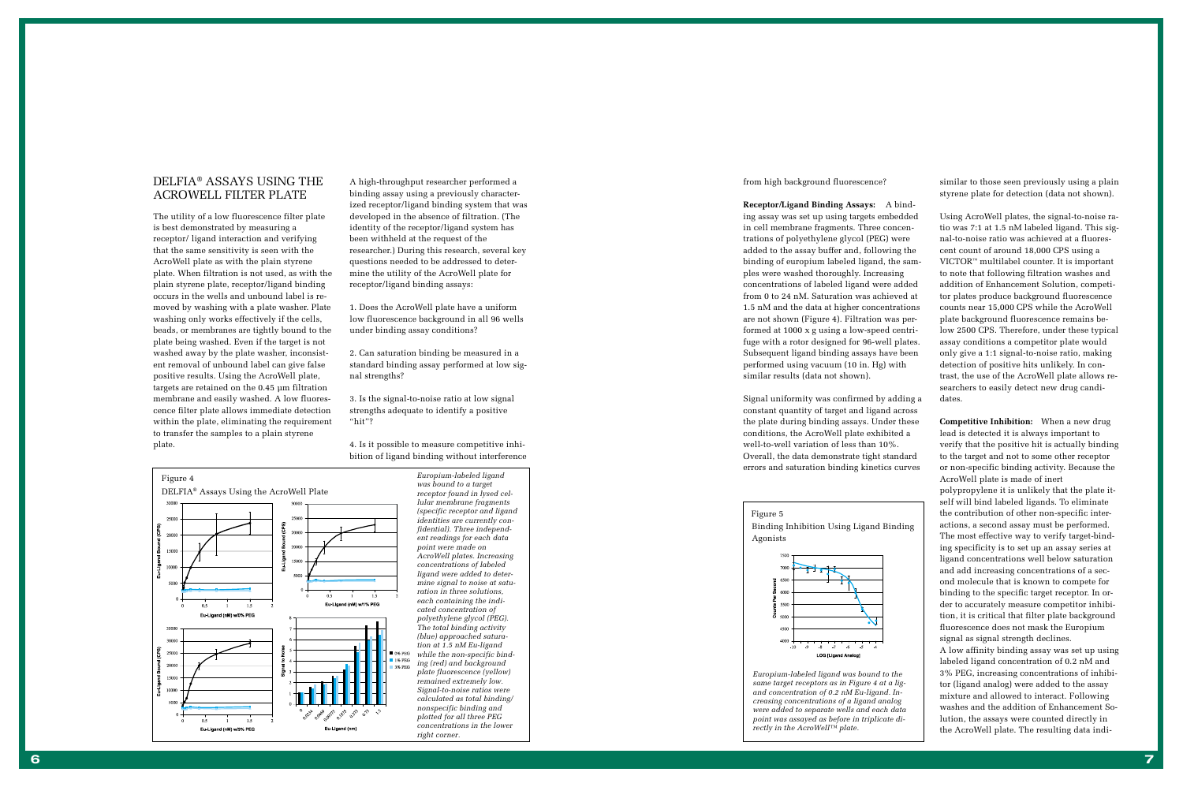## DELFIA® ASSAYS USING THE ACROWELL FILTER PLATE

The utility of a low fluorescence filter plate is best demonstrated by measuring a receptor/ ligand interaction and verifying that the same sensitivity is seen with the AcroWell plate as with the plain styrene plate. When filtration is not used, as with the plain styrene plate, receptor/ligand binding occurs in the wells and unbound label is removed by washing with a plate washer. Plate washing only works effectively if the cells, beads, or membranes are tightly bound to the plate being washed. Even if the target is not washed away by the plate washer, inconsistent removal of unbound label can give false positive results. Using the AcroWell plate, targets are retained on the 0.45 µm filtration membrane and easily washed. A low fluorescence filter plate allows immediate detection within the plate, eliminating the requirement to transfer the samples to a plain styrene plate.

A high-throughput researcher performed a binding assay using a previously characterized receptor/ligand binding system that was developed in the absence of filtration. (The identity of the receptor/ligand system has been withheld at the request of the researcher.) During this research, several key questions needed to be addressed to determine the utility of the AcroWell plate for receptor/ligand binding assays:

1. Does the AcroWell plate have a uniform low fluorescence background in all 96 wells under binding assay conditions?

2. Can saturation binding be measured in a standard binding assay performed at low signal strengths?

3. Is the signal-to-noise ratio at low signal strengths adequate to identify a positive "hit"?

4. Is it possible to measure competitive inhibition of ligand binding without interference from high background fluorescence?

Figure 4

DELFIA® Assays Using the AcroWell Plate

*Europium-labeled ligand was bound to a target receptor found in lysed cellular membrane fragments (specific receptor and ligand identities are currently confidential). Three independent readings for each data point were made on AcroWell plates. Increasing concentrations of labeled ligand were added to determine signal to noise at saturation in three solutions, each containing the indicated concentration of polyethylene glycol (PEG). The total binding activity (blue) approached saturation at 1.5 nM Eu-ligand while the non-specific binding (red) and background plate fluorescence (yellow) remained extremely low. Signal-to-noise ratios were calculated as total binding/nonspecific binding and plotted for all three PEG concentrations in the lower right corner.*

**Receptor/Ligand Binding Assays:** A binding assay was set up using targets embedded in cell membrane fragments. Three concentrations of polyethylene glycol (PEG) were added to the assay buffer and, following the binding of europium labeled ligand, the samples were washed thoroughly. Increasing concentrations of labeled ligand were added from 0 to 24 nM. Saturation was achieved at 1.5 nM and the data at higher concentrations are not shown (Figure 4). Filtration was performed at 1000 x g using a low-speed centrifuge with a rotor designed for 96-well plates. Subsequent ligand binding assays have been performed using vacuum (10 in. Hg) with similar results (data not shown).

Signal uniformity was confirmed by adding a constant quantity of target and ligand across the plate during binding assays. Under these conditions, the AcroWell plate exhibited a well-to-well variation of less than 10%. Overall, the data demonstrate tight standard errors and saturation binding kinetics curves similar to those seen previously using a plain styrene plate for detection (data not shown).

Figure 5

Binding Inhibition Using Ligand Binding Agonists

*Europium-labeled ligand was bound to the same target receptors as in Figure 4 at a ligand concentration of 0.2 nM Eu-ligand. Increasing concentrations of a ligand analog were added to separate wells and each data point was assayed as before in triplicate directly in the AcroWell™ plate.*

Using AcroWell plates, the signal-to-noise ratio was 7:1 at 1.5 nM labeled ligand. This signal-to-noise ratio was achieved at a fluorescent count of around 18,000 CPS using a VICTOR™ multilabel counter. It is important to note that following filtration washes and addition of Enhancement Solution, competitor plates produce background fluorescence counts near 15,000 CPS while the AcroWell plate background fluorescence remains below 2500 CPS. Therefore, under these typical assay conditions a competitor plate would only give a 1:1 signal-to-noise ratio, making detection of positive hits unlikely. In contrast, the use of the AcroWell plate allows researchers to easily detect new drug candidates.

**Competitive Inhibition:** When a new drug lead is detected it is always important to verify that the positive hit is actually binding to the target and not to some other receptor or non-specific binding activity. Because the AcroWell plate is made of inert polypropylene it is unlikely that the plate itself will bind labeled ligands. To eliminate the contribution of other non-specific interactions, a second assay must be performed. The most effective way to verify target-binding specificity is to set up an assay series at ligand concentrations well below saturation and add increasing concentrations of a second molecule that is known to compete for binding to the specific target receptor. In order to accurately measure competitor inhibition, it is critical that filter plate background fluorescence does not mask the Europium signal as signal strength declines.

A low affinity binding assay was set up using labeled ligand concentration of 0.2 nM and 3% PEG, increasing concentrations of inhibitor (ligand analog) were added to the assay mixture and allowed to interact. Following washes and the addition of Enhancement Solution, the assays were counted directly in the AcroWell plate. The resulting data indi-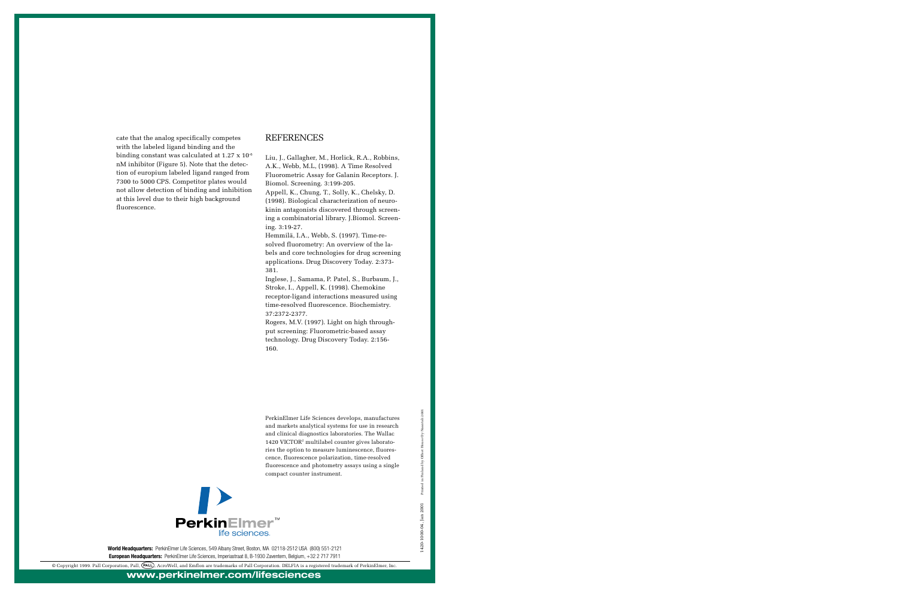cate that the analog specifically competes with the labeled ligand binding and the binding constant was calculated at $1.27 \times 10^{-8}$ nM inhibitor (Figure 5). Note that the detection of europium labeled ligand ranged from 7300 to 5000 CPS. Competitor plates would not allow detection of binding and inhibition at this level due to their high background fluorescence.

## REFERENCES

Liu, J., Gallagher, M., Horlick, R.A., Robbins, A.K., Webb, M.L, (1998). A Time Resolved Fluorometric Assay for Galanin Receptors. J. Biomol. Screening. 3:199-205.

Appell, K., Chung, T., Solly, K., Chelsky, D. (1998). Biological characterization of neurokinin antagonists discovered through screening a combinatorial library. J.Biomol. Screening. 3:19-27.

Hemmilä, I.A., Webb, S. (1997). Time-resolved fluorometry: An overview of the labels and core technologies for drug screening applications. Drug Discovery Today. 2:373-381.

Inglese, J., Samama, P. Patel, S., Burbaum, J., Stroke, I., Appell, K. (1998). Chemokine receptor-ligand interactions measured using time-resolved fluorescence. Biochemistry. 37:2372-2377.

Rogers, M.V. (1997). Light on high throughput screening: Fluorometric-based assay technology. Drug Discovery Today. 2:156-160.

PerkinElmer Life Sciences develops, manufactures and markets analytical systems for use in research and clinical diagnostics laboratories. The Wallac 1420 VICTOR[2] multilabel counter gives laboratories the option to measure luminescence, fluorescence, fluorescence polarization, time-resolved fluorescence and photometry assays using a single compact counter instrument.

PerkinElmer™ life sciences.

**World Headquarters:** PerkinElmer Life Sciences, 549 Albany Street, Boston, MA 02118-2512 USA (800) 551-2121
**European Headquarters:** PerkinElmer Life Sciences, Imperiastraat 8, B-1930 Zaventem, Belgium, +32 2 717 7911

© Copyright 1999. Pall Corporation, Pall, PALL, AcroWell, and Emflon are trademarks of Pall Corporation. DELFIA is a registered trademark of PerkinElmer, Inc.

1420-1000-04, Jan 2001 Printed in Finland by Offset Hansa Oy Naantali 2001

**www.perkinelmer.com/lifesciences**